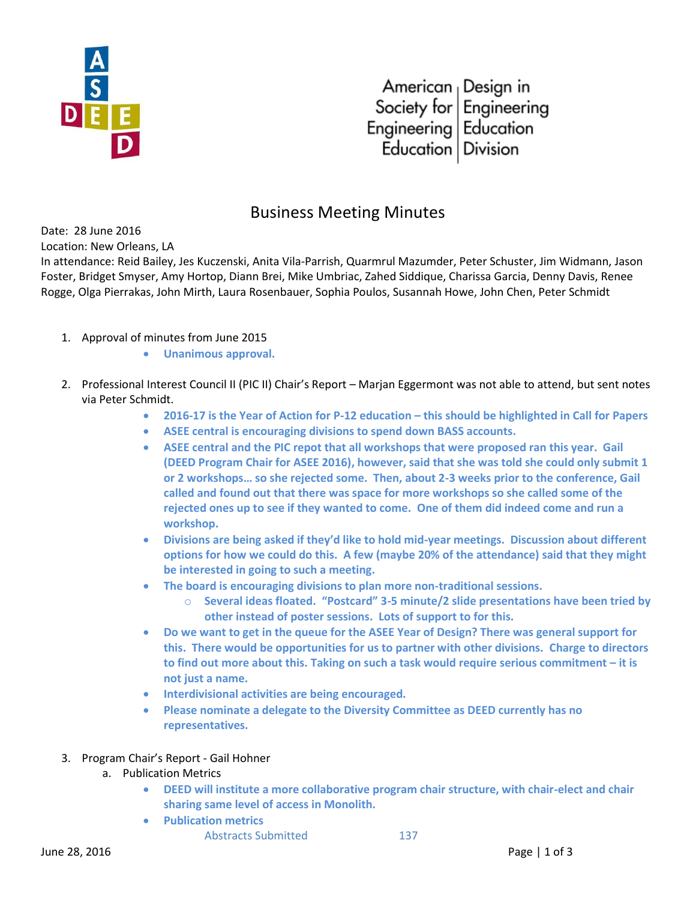American Society for Engineering Education | Design in Engineering Education Division

# Business Meeting Minutes

Date: 28 June 2016

Location: New Orleans, LA

In attendance: Reid Bailey, Jes Kuczenski, Anita Vila-Parrish, Quarmrul Mazumder, Peter Schuster, Jim Widmann, Jason Foster, Bridget Smyser, Amy Hortop, Diann Brei, Mike Umbriac, Zahed Siddique, Charissa Garcia, Denny Davis, Renee Rogge, Olga Pierrakas, John Mirth, Laura Rosenbauer, Sophia Poulos, Susannah Howe, John Chen, Peter Schmidt

1. Approval of minutes from June 2015
   - **Unanimous approval.**

2. Professional Interest Council II (PIC II) Chair's Report – Marjan Eggermont was not able to attend, but sent notes via Peter Schmidt.
   - **2016-17 is the Year of Action for P-12 education – this should be highlighted in Call for Papers**
   - **ASEE central is encouraging divisions to spend down BASS accounts.**
   - **ASEE central and the PIC repot that all workshops that were proposed ran this year. Gail (DEED Program Chair for ASEE 2016), however, said that she was told she could only submit 1 or 2 workshops… so she rejected some. Then, about 2-3 weeks prior to the conference, Gail called and found out that there was space for more workshops so she called some of the rejected ones up to see if they wanted to come. One of them did indeed come and run a workshop.**
   - **Divisions are being asked if they'd like to hold mid-year meetings. Discussion about different options for how we could do this. A few (maybe 20% of the attendance) said that they might be interested in going to such a meeting.**
   - **The board is encouraging divisions to plan more non-traditional sessions.**
     - **Several ideas floated. "Postcard" 3-5 minute/2 slide presentations have been tried by other instead of poster sessions. Lots of support to for this.**
   - **Do we want to get in the queue for the ASEE Year of Design? There was general support for this. There would be opportunities for us to partner with other divisions. Charge to directors to find out more about this. Taking on such a task would require serious commitment – it is not just a name.**
   - **Interdivisional activities are being encouraged.**
   - **Please nominate a delegate to the Diversity Committee as DEED currently has no representatives.**

3. Program Chair's Report - Gail Hohner
   a. Publication Metrics
   - **DEED will institute a more collaborative program chair structure, with chair-elect and chair sharing same level of access in Monolith.**
   - **Publication metrics**

| | |
|---|---|
| Abstracts Submitted | 137 |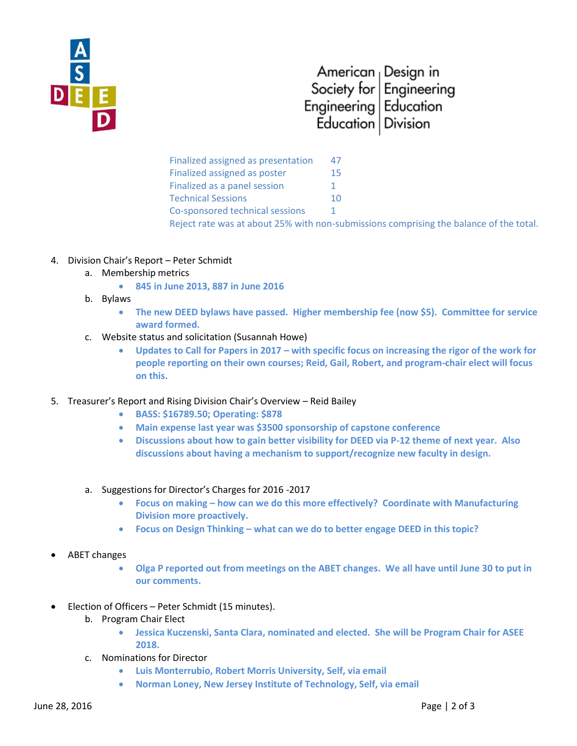| | |
|---|---|
| Finalized assigned as presentation | 47 |
| Finalized assigned as poster | 15 |
| Finalized as a panel session | 1 |
| Technical Sessions | 10 |
| Co-sponsored technical sessions | 1 |

Reject rate was at about 25% with non-submissions comprising the balance of the total.

4. Division Chair's Report – Peter Schmidt
   a. Membership metrics
      - **845 in June 2013, 887 in June 2016**
   b. Bylaws
      - **The new DEED bylaws have passed. Higher membership fee (now $5). Committee for service award formed.**
   c. Website status and solicitation (Susannah Howe)
      - **Updates to Call for Papers in 2017 – with specific focus on increasing the rigor of the work for people reporting on their own courses; Reid, Gail, Robert, and program-chair elect will focus on this.**

5. Treasurer's Report and Rising Division Chair's Overview – Reid Bailey
   - **BASS: $16789.50; Operating: $878**
   - **Main expense last year was $3500 sponsorship of capstone conference**
   - **Discussions about how to gain better visibility for DEED via P-12 theme of next year. Also discussions about having a mechanism to support/recognize new faculty in design.**

   a. Suggestions for Director's Charges for 2016 -2017
      - **Focus on making – how can we do this more effectively? Coordinate with Manufacturing Division more proactively.**
      - **Focus on Design Thinking – what can we do to better engage DEED in this topic?**

- ABET changes
  - **Olga P reported out from meetings on the ABET changes. We all have until June 30 to put in our comments.**

- Election of Officers – Peter Schmidt (15 minutes).
  b. Program Chair Elect
     - **Jessica Kuczenski, Santa Clara, nominated and elected. She will be Program Chair for ASEE 2018.**
  c. Nominations for Director
     - **Luis Monterrubio, Robert Morris University, Self, via email**
     - **Norman Loney, New Jersey Institute of Technology, Self, via email**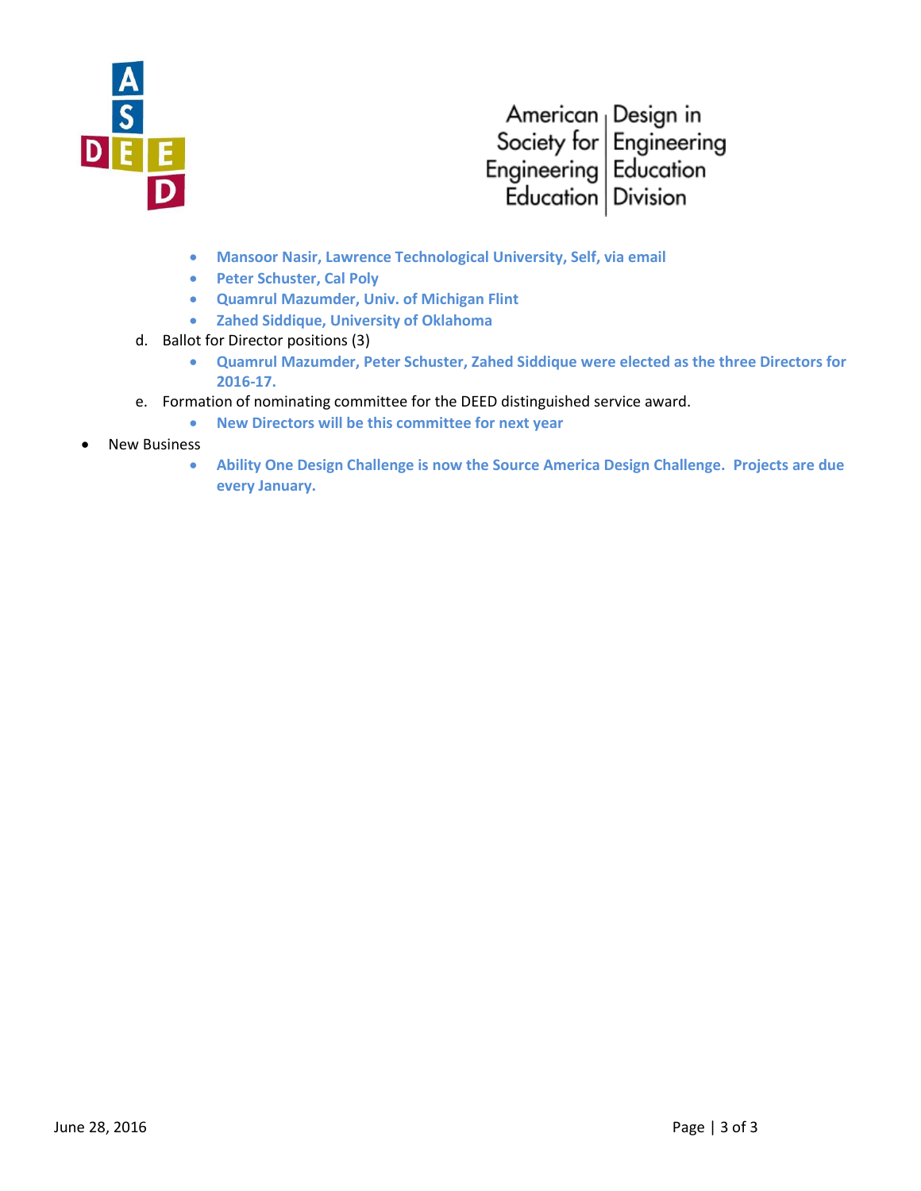- **Mansoor Nasir, Lawrence Technological University, Self, via email**
- **Peter Schuster, Cal Poly**
- **Quamrul Mazumder, Univ. of Michigan Flint**
- **Zahed Siddique, University of Oklahoma**

d. Ballot for Director positions (3)

- **Quamrul Mazumder, Peter Schuster, Zahed Siddique were elected as the three Directors for 2016-17.**

e. Formation of nominating committee for the DEED distinguished service award.

- **New Directors will be this committee for next year**

- New Business
    - **Ability One Design Challenge is now the Source America Design Challenge. Projects are due every January.**